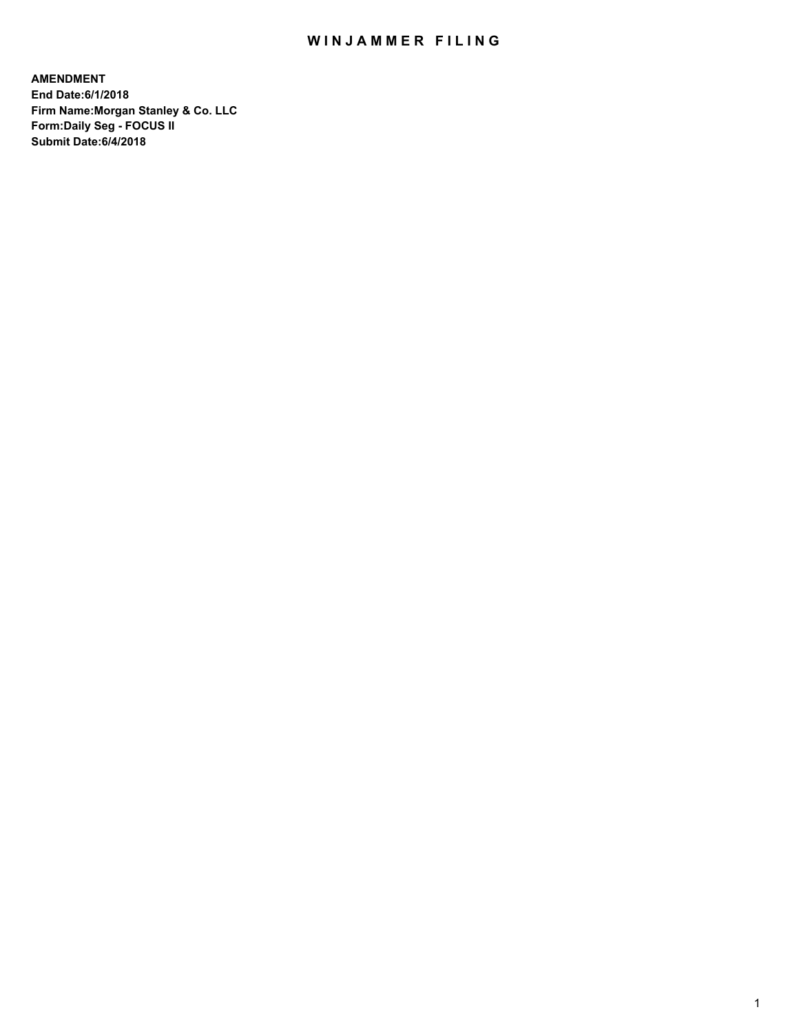# WINJAMMER FILING

**AMENDMENT**
**End Date:6/1/2018**
**Firm Name:Morgan Stanley & Co. LLC**
**Form:Daily Seg - FOCUS II**
**Submit Date:6/4/2018**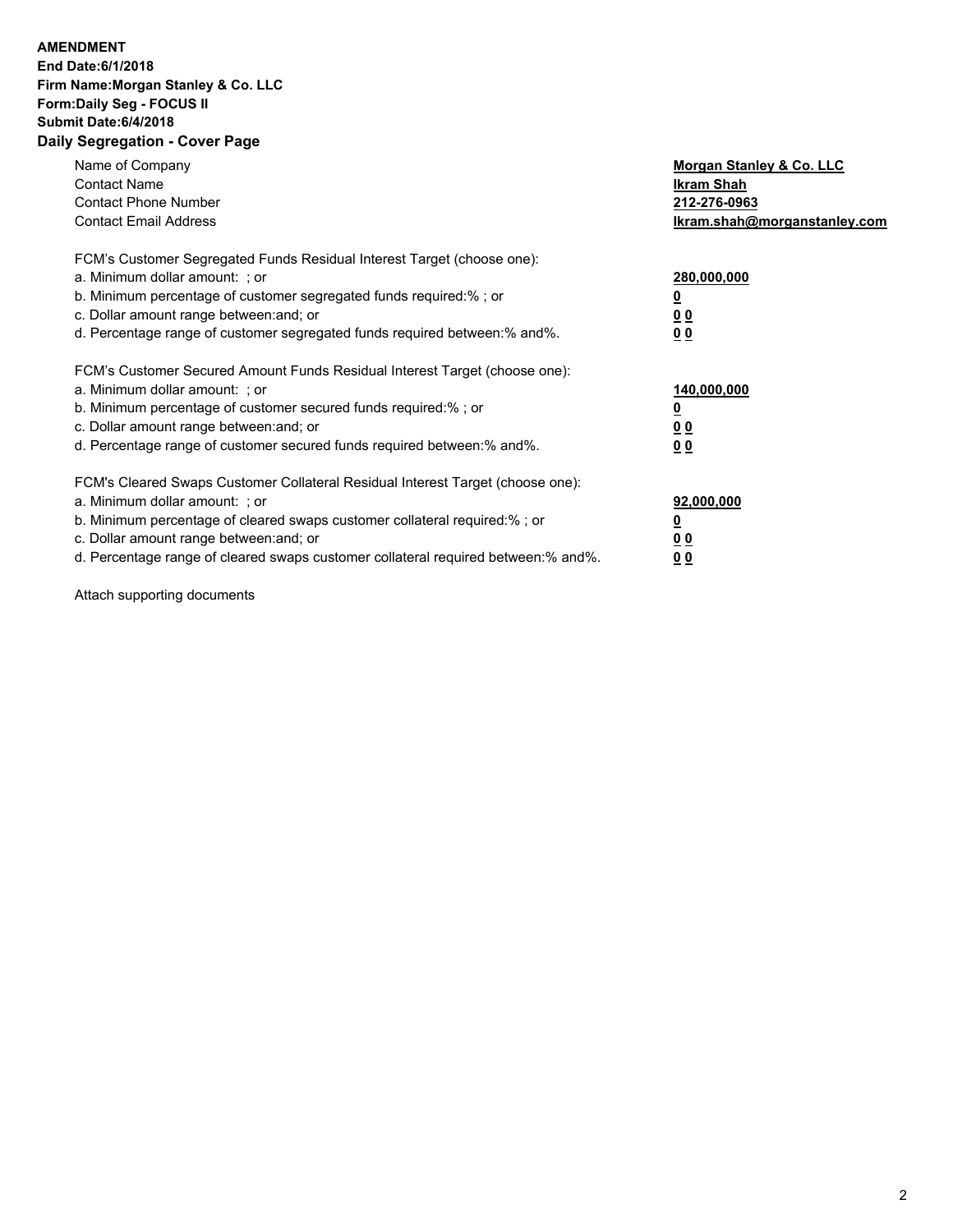**AMENDMENT**
**End Date:6/1/2018**
**Firm Name:Morgan Stanley & Co. LLC**
**Form:Daily Seg - FOCUS II**
**Submit Date:6/4/2018**

## Daily Segregation - Cover Page

| | |
|---|---|
| Name of Company | **Morgan Stanley & Co. LLC** |
| Contact Name | **Ikram Shah** |
| Contact Phone Number | **212-276-0963** |
| Contact Email Address | **Ikram.shah@morganstanley.com** |

FCM's Customer Segregated Funds Residual Interest Target (choose one):

| | |
|---|---|
| a. Minimum dollar amount: ; or | **280,000,000** |
| b. Minimum percentage of customer segregated funds required:% ; or | **0** |
| c. Dollar amount range between:and; or | **0 0** |
| d. Percentage range of customer segregated funds required between:% and%. | **0 0** |

FCM's Customer Secured Amount Funds Residual Interest Target (choose one):

| | |
|---|---|
| a. Minimum dollar amount: ; or | **140,000,000** |
| b. Minimum percentage of customer secured funds required:% ; or | **0** |
| c. Dollar amount range between:and; or | **0 0** |
| d. Percentage range of customer secured funds required between:% and%. | **0 0** |

FCM's Cleared Swaps Customer Collateral Residual Interest Target (choose one):

| | |
|---|---|
| a. Minimum dollar amount: ; or | **92,000,000** |
| b. Minimum percentage of cleared swaps customer collateral required:% ; or | **0** |
| c. Dollar amount range between:and; or | **0 0** |
| d. Percentage range of cleared swaps customer collateral required between:% and%. | **0 0** |

Attach supporting documents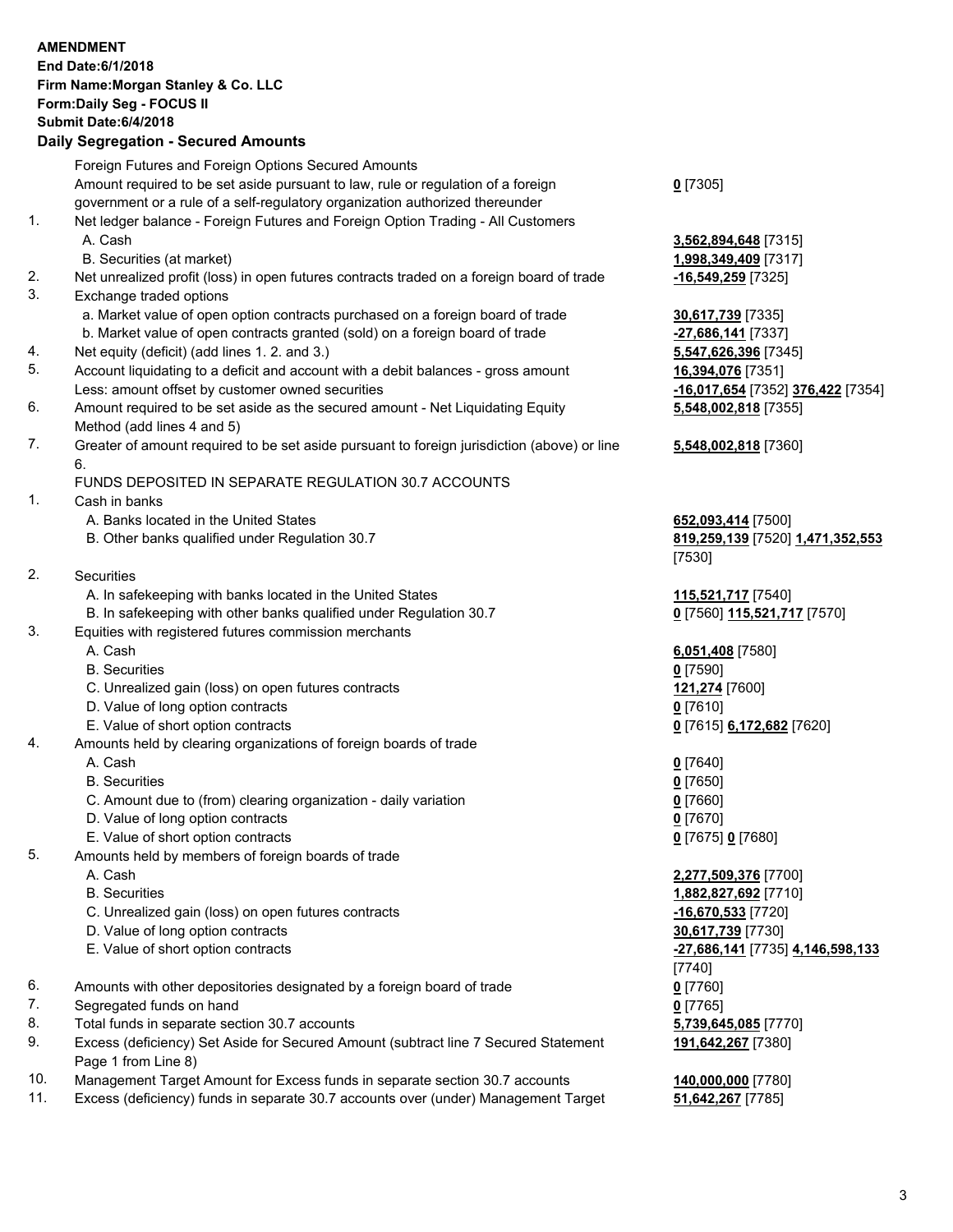**AMENDMENT**
**End Date:6/1/2018**
**Firm Name:Morgan Stanley & Co. LLC**
**Form:Daily Seg - FOCUS II**
**Submit Date:6/4/2018**

### Daily Segregation - Secured Amounts

| | | |
|---|---|---|
| | Foreign Futures and Foreign Options Secured Amounts | |
| | Amount required to be set aside pursuant to law, rule or regulation of a foreign government or a rule of a self-regulatory organization authorized thereunder | **0** [7305] |
| 1. | Net ledger balance - Foreign Futures and Foreign Option Trading - All Customers | |
| | A. Cash | **3,562,894,648** [7315] |
| | B. Securities (at market) | **1,998,349,409** [7317] |
| 2. | Net unrealized profit (loss) in open futures contracts traded on a foreign board of trade | **-16,549,259** [7325] |
| 3. | Exchange traded options | |
| | a. Market value of open option contracts purchased on a foreign board of trade | **30,617,739** [7335] |
| | b. Market value of open contracts granted (sold) on a foreign board of trade | **-27,686,141** [7337] |
| 4. | Net equity (deficit) (add lines 1. 2. and 3.) | **5,547,626,396** [7345] |
| 5. | Account liquidating to a deficit and account with a debit balances - gross amount | **16,394,076** [7351] |
| | Less: amount offset by customer owned securities | **-16,017,654** [7352] **376,422** [7354] |
| 6. | Amount required to be set aside as the secured amount - Net Liquidating Equity Method (add lines 4 and 5) | **5,548,002,818** [7355] |
| 7. | Greater of amount required to be set aside pursuant to foreign jurisdiction (above) or line 6. | **5,548,002,818** [7360] |
| | FUNDS DEPOSITED IN SEPARATE REGULATION 30.7 ACCOUNTS | |
| 1. | Cash in banks | |
| | A. Banks located in the United States | **652,093,414** [7500] |
| | B. Other banks qualified under Regulation 30.7 | **819,259,139** [7520] **1,471,352,553** [7530] |
| 2. | Securities | |
| | A. In safekeeping with banks located in the United States | **115,521,717** [7540] |
| | B. In safekeeping with other banks qualified under Regulation 30.7 | **0** [7560] **115,521,717** [7570] |
| 3. | Equities with registered futures commission merchants | |
| | A. Cash | **6,051,408** [7580] |
| | B. Securities | **0** [7590] |
| | C. Unrealized gain (loss) on open futures contracts | **121,274** [7600] |
| | D. Value of long option contracts | **0** [7610] |
| | E. Value of short option contracts | **0** [7615] **6,172,682** [7620] |
| 4. | Amounts held by clearing organizations of foreign boards of trade | |
| | A. Cash | **0** [7640] |
| | B. Securities | **0** [7650] |
| | C. Amount due to (from) clearing organization - daily variation | **0** [7660] |
| | D. Value of long option contracts | **0** [7670] |
| | E. Value of short option contracts | **0** [7675] **0** [7680] |
| 5. | Amounts held by members of foreign boards of trade | |
| | A. Cash | **2,277,509,376** [7700] |
| | B. Securities | **1,882,827,692** [7710] |
| | C. Unrealized gain (loss) on open futures contracts | **-16,670,533** [7720] |
| | D. Value of long option contracts | **30,617,739** [7730] |
| | E. Value of short option contracts | **-27,686,141** [7735] **4,146,598,133** [7740] |
| 6. | Amounts with other depositories designated by a foreign board of trade | **0** [7760] |
| 7. | Segregated funds on hand | **0** [7765] |
| 8. | Total funds in separate section 30.7 accounts | **5,739,645,085** [7770] |
| 9. | Excess (deficiency) Set Aside for Secured Amount (subtract line 7 Secured Statement Page 1 from Line 8) | **191,642,267** [7380] |
| 10. | Management Target Amount for Excess funds in separate section 30.7 accounts | **140,000,000** [7780] |
| 11. | Excess (deficiency) funds in separate 30.7 accounts over (under) Management Target | **51,642,267** [7785] |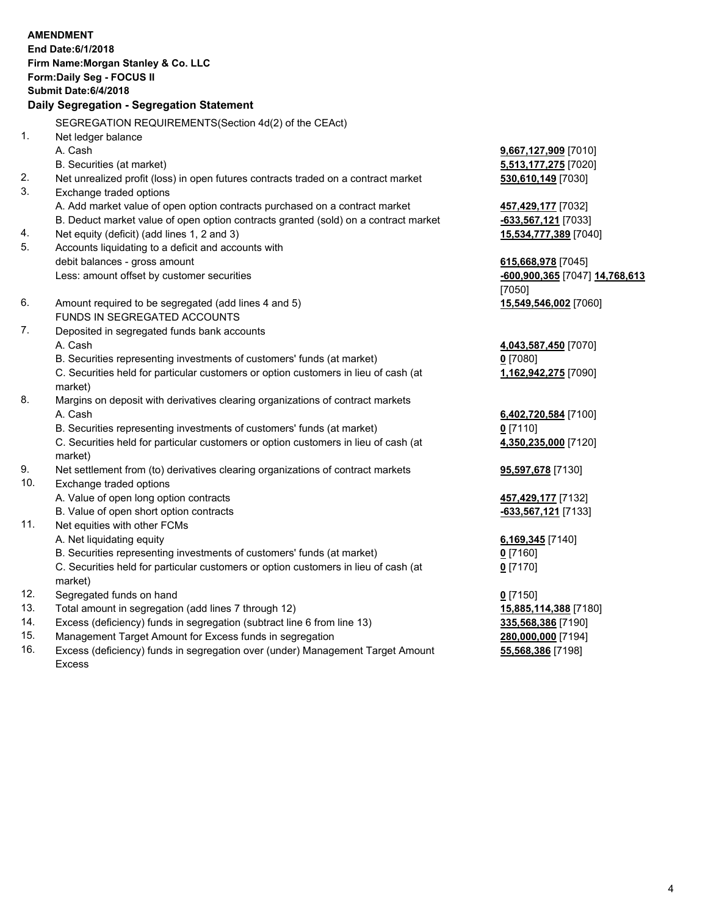**AMENDMENT**
**End Date:6/1/2018**
**Firm Name:Morgan Stanley & Co. LLC**
**Form:Daily Seg - FOCUS II**
**Submit Date:6/4/2018**

## Daily Segregation - Segregation Statement

SEGREGATION REQUIREMENTS(Section 4d(2) of the CEAct)

| | | |
|---|---|---|
| 1. | Net ledger balance | |
| | A. Cash | **9,667,127,909** [7010] |
| | B. Securities (at market) | **5,513,177,275** [7020] |
| 2. | Net unrealized profit (loss) in open futures contracts traded on a contract market | **530,610,149** [7030] |
| 3. | Exchange traded options | |
| | A. Add market value of open option contracts purchased on a contract market | **457,429,177** [7032] |
| | B. Deduct market value of open option contracts granted (sold) on a contract market | **-633,567,121** [7033] |
| 4. | Net equity (deficit) (add lines 1, 2 and 3) | **15,534,777,389** [7040] |
| 5. | Accounts liquidating to a deficit and accounts with debit balances - gross amount | **615,668,978** [7045] |
| | Less: amount offset by customer securities | **-600,900,365** [7047] **14,768,613** [7050] |
| 6. | Amount required to be segregated (add lines 4 and 5) | **15,549,546,002** [7060] |
| | FUNDS IN SEGREGATED ACCOUNTS | |
| 7. | Deposited in segregated funds bank accounts | |
| | A. Cash | **4,043,587,450** [7070] |
| | B. Securities representing investments of customers' funds (at market) | **0** [7080] |
| | C. Securities held for particular customers or option customers in lieu of cash (at market) | **1,162,942,275** [7090] |
| 8. | Margins on deposit with derivatives clearing organizations of contract markets | |
| | A. Cash | **6,402,720,584** [7100] |
| | B. Securities representing investments of customers' funds (at market) | **0** [7110] |
| | C. Securities held for particular customers or option customers in lieu of cash (at market) | **4,350,235,000** [7120] |
| 9. | Net settlement from (to) derivatives clearing organizations of contract markets | **95,597,678** [7130] |
| 10. | Exchange traded options | |
| | A. Value of open long option contracts | **457,429,177** [7132] |
| | B. Value of open short option contracts | **-633,567,121** [7133] |
| 11. | Net equities with other FCMs | |
| | A. Net liquidating equity | **6,169,345** [7140] |
| | B. Securities representing investments of customers' funds (at market) | **0** [7160] |
| | C. Securities held for particular customers or option customers in lieu of cash (at market) | **0** [7170] |
| 12. | Segregated funds on hand | **0** [7150] |
| 13. | Total amount in segregation (add lines 7 through 12) | **15,885,114,388** [7180] |
| 14. | Excess (deficiency) funds in segregation (subtract line 6 from line 13) | **335,568,386** [7190] |
| 15. | Management Target Amount for Excess funds in segregation | **280,000,000** [7194] |
| 16. | Excess (deficiency) funds in segregation over (under) Management Target Amount Excess | **55,568,386** [7198] |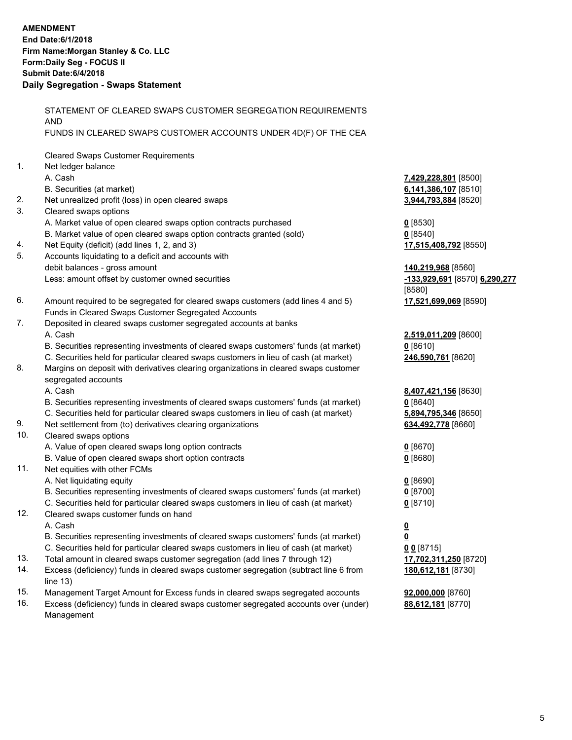**AMENDMENT**
**End Date:6/1/2018**
**Firm Name:Morgan Stanley & Co. LLC**
**Form:Daily Seg - FOCUS II**
**Submit Date:6/4/2018**
**Daily Segregation - Swaps Statement**

STATEMENT OF CLEARED SWAPS CUSTOMER SEGREGATION REQUIREMENTS AND FUNDS IN CLEARED SWAPS CUSTOMER ACCOUNTS UNDER 4D(F) OF THE CEA

| | | |
|---|---|---|
| | Cleared Swaps Customer Requirements | |
| 1. | Net ledger balance | |
| | A. Cash | **7,429,228,801** [8500] |
| | B. Securities (at market) | **6,141,386,107** [8510] |
| 2. | Net unrealized profit (loss) in open cleared swaps | **3,944,793,884** [8520] |
| 3. | Cleared swaps options | |
| | A. Market value of open cleared swaps option contracts purchased | **0** [8530] |
| | B. Market value of open cleared swaps option contracts granted (sold) | **0** [8540] |
| 4. | Net Equity (deficit) (add lines 1, 2, and 3) | **17,515,408,792** [8550] |
| 5. | Accounts liquidating to a deficit and accounts with debit balances - gross amount | **140,219,968** [8560] |
| | Less: amount offset by customer owned securities | **-133,929,691** [8570] **6,290,277** [8580] |
| 6. | Amount required to be segregated for cleared swaps customers (add lines 4 and 5) | **17,521,699,069** [8590] |
| | Funds in Cleared Swaps Customer Segregated Accounts | |
| 7. | Deposited in cleared swaps customer segregated accounts at banks | |
| | A. Cash | **2,519,011,209** [8600] |
| | B. Securities representing investments of cleared swaps customers' funds (at market) | **0** [8610] |
| | C. Securities held for particular cleared swaps customers in lieu of cash (at market) | **246,590,761** [8620] |
| 8. | Margins on deposit with derivatives clearing organizations in cleared swaps customer segregated accounts | |
| | A. Cash | **8,407,421,156** [8630] |
| | B. Securities representing investments of cleared swaps customers' funds (at market) | **0** [8640] |
| | C. Securities held for particular cleared swaps customers in lieu of cash (at market) | **5,894,795,346** [8650] |
| 9. | Net settlement from (to) derivatives clearing organizations | **634,492,778** [8660] |
| 10. | Cleared swaps options | |
| | A. Value of open cleared swaps long option contracts | **0** [8670] |
| | B. Value of open cleared swaps short option contracts | **0** [8680] |
| 11. | Net equities with other FCMs | |
| | A. Net liquidating equity | **0** [8690] |
| | B. Securities representing investments of cleared swaps customers' funds (at market) | **0** [8700] |
| | C. Securities held for particular cleared swaps customers in lieu of cash (at market) | **0** [8710] |
| 12. | Cleared swaps customer funds on hand | |
| | A. Cash | **0** |
| | B. Securities representing investments of cleared swaps customers' funds (at market) | **0** |
| | C. Securities held for particular cleared swaps customers in lieu of cash (at market) | **0** **0** [8715] |
| 13. | Total amount in cleared swaps customer segregation (add lines 7 through 12) | **17,702,311,250** [8720] |
| 14. | Excess (deficiency) funds in cleared swaps customer segregation (subtract line 6 from line 13) | **180,612,181** [8730] |
| 15. | Management Target Amount for Excess funds in cleared swaps segregated accounts | **92,000,000** [8760] |
| 16. | Excess (deficiency) funds in cleared swaps customer segregated accounts over (under) Management | **88,612,181** [8770] |